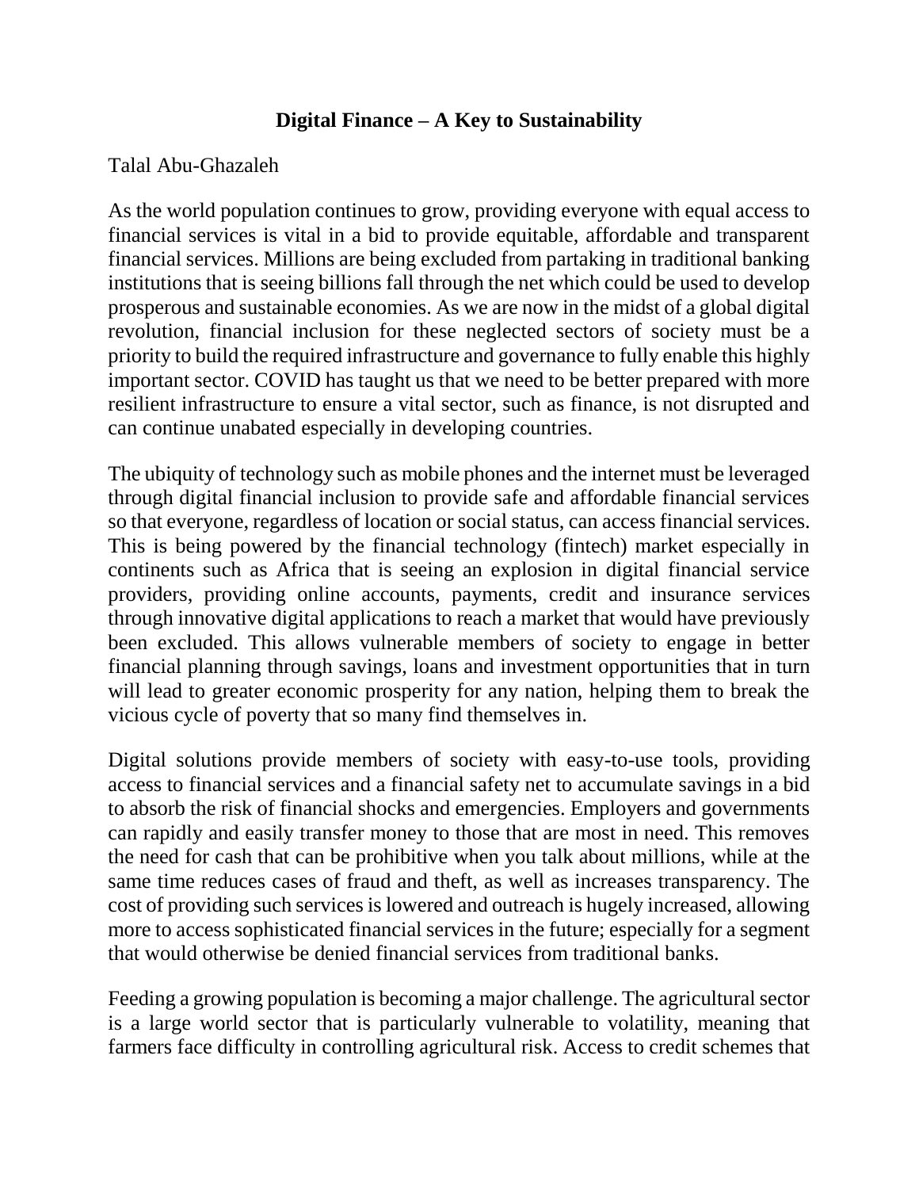# Digital Finance – A Key to Sustainability

Talal Abu-Ghazaleh

As the world population continues to grow, providing everyone with equal access to financial services is vital in a bid to provide equitable, affordable and transparent financial services. Millions are being excluded from partaking in traditional banking institutions that is seeing billions fall through the net which could be used to develop prosperous and sustainable economies. As we are now in the midst of a global digital revolution, financial inclusion for these neglected sectors of society must be a priority to build the required infrastructure and governance to fully enable this highly important sector. COVID has taught us that we need to be better prepared with more resilient infrastructure to ensure a vital sector, such as finance, is not disrupted and can continue unabated especially in developing countries.

The ubiquity of technology such as mobile phones and the internet must be leveraged through digital financial inclusion to provide safe and affordable financial services so that everyone, regardless of location or social status, can access financial services. This is being powered by the financial technology (fintech) market especially in continents such as Africa that is seeing an explosion in digital financial service providers, providing online accounts, payments, credit and insurance services through innovative digital applications to reach a market that would have previously been excluded. This allows vulnerable members of society to engage in better financial planning through savings, loans and investment opportunities that in turn will lead to greater economic prosperity for any nation, helping them to break the vicious cycle of poverty that so many find themselves in.

Digital solutions provide members of society with easy-to-use tools, providing access to financial services and a financial safety net to accumulate savings in a bid to absorb the risk of financial shocks and emergencies. Employers and governments can rapidly and easily transfer money to those that are most in need. This removes the need for cash that can be prohibitive when you talk about millions, while at the same time reduces cases of fraud and theft, as well as increases transparency. The cost of providing such services is lowered and outreach is hugely increased, allowing more to access sophisticated financial services in the future; especially for a segment that would otherwise be denied financial services from traditional banks.

Feeding a growing population is becoming a major challenge. The agricultural sector is a large world sector that is particularly vulnerable to volatility, meaning that farmers face difficulty in controlling agricultural risk. Access to credit schemes that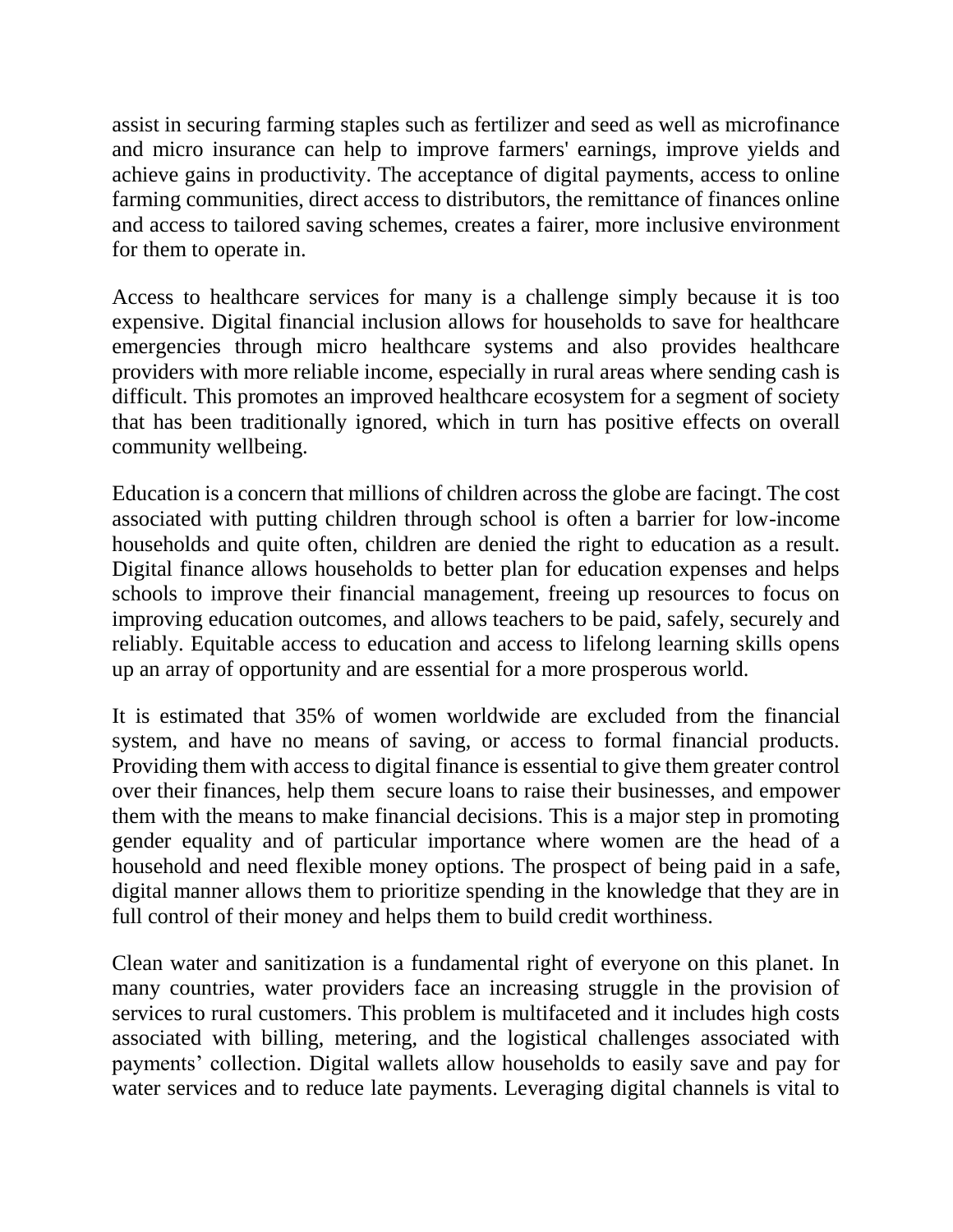assist in securing farming staples such as fertilizer and seed as well as microfinance and micro insurance can help to improve farmers' earnings, improve yields and achieve gains in productivity. The acceptance of digital payments, access to online farming communities, direct access to distributors, the remittance of finances online and access to tailored saving schemes, creates a fairer, more inclusive environment for them to operate in.

Access to healthcare services for many is a challenge simply because it is too expensive. Digital financial inclusion allows for households to save for healthcare emergencies through micro healthcare systems and also provides healthcare providers with more reliable income, especially in rural areas where sending cash is difficult. This promotes an improved healthcare ecosystem for a segment of society that has been traditionally ignored, which in turn has positive effects on overall community wellbeing.

Education is a concern that millions of children across the globe are facingt. The cost associated with putting children through school is often a barrier for low-income households and quite often, children are denied the right to education as a result. Digital finance allows households to better plan for education expenses and helps schools to improve their financial management, freeing up resources to focus on improving education outcomes, and allows teachers to be paid, safely, securely and reliably. Equitable access to education and access to lifelong learning skills opens up an array of opportunity and are essential for a more prosperous world.

It is estimated that 35% of women worldwide are excluded from the financial system, and have no means of saving, or access to formal financial products. Providing them with access to digital finance is essential to give them greater control over their finances, help them secure loans to raise their businesses, and empower them with the means to make financial decisions. This is a major step in promoting gender equality and of particular importance where women are the head of a household and need flexible money options. The prospect of being paid in a safe, digital manner allows them to prioritize spending in the knowledge that they are in full control of their money and helps them to build credit worthiness.

Clean water and sanitization is a fundamental right of everyone on this planet. In many countries, water providers face an increasing struggle in the provision of services to rural customers. This problem is multifaceted and it includes high costs associated with billing, metering, and the logistical challenges associated with payments' collection. Digital wallets allow households to easily save and pay for water services and to reduce late payments. Leveraging digital channels is vital to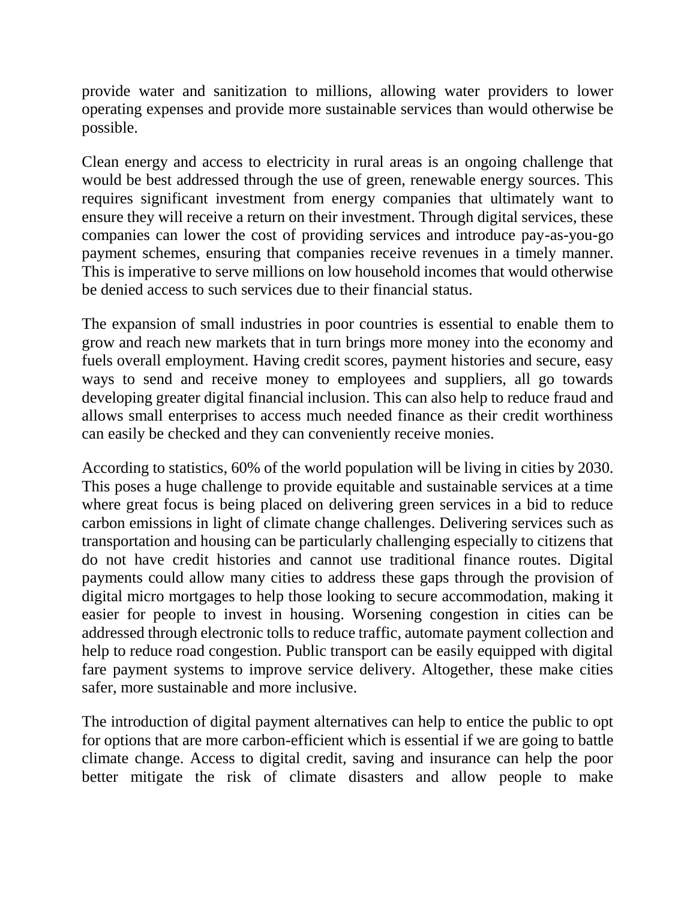provide water and sanitization to millions, allowing water providers to lower operating expenses and provide more sustainable services than would otherwise be possible.

Clean energy and access to electricity in rural areas is an ongoing challenge that would be best addressed through the use of green, renewable energy sources. This requires significant investment from energy companies that ultimately want to ensure they will receive a return on their investment. Through digital services, these companies can lower the cost of providing services and introduce pay-as-you-go payment schemes, ensuring that companies receive revenues in a timely manner. This is imperative to serve millions on low household incomes that would otherwise be denied access to such services due to their financial status.

The expansion of small industries in poor countries is essential to enable them to grow and reach new markets that in turn brings more money into the economy and fuels overall employment. Having credit scores, payment histories and secure, easy ways to send and receive money to employees and suppliers, all go towards developing greater digital financial inclusion. This can also help to reduce fraud and allows small enterprises to access much needed finance as their credit worthiness can easily be checked and they can conveniently receive monies.

According to statistics, 60% of the world population will be living in cities by 2030. This poses a huge challenge to provide equitable and sustainable services at a time where great focus is being placed on delivering green services in a bid to reduce carbon emissions in light of climate change challenges. Delivering services such as transportation and housing can be particularly challenging especially to citizens that do not have credit histories and cannot use traditional finance routes. Digital payments could allow many cities to address these gaps through the provision of digital micro mortgages to help those looking to secure accommodation, making it easier for people to invest in housing. Worsening congestion in cities can be addressed through electronic tolls to reduce traffic, automate payment collection and help to reduce road congestion. Public transport can be easily equipped with digital fare payment systems to improve service delivery. Altogether, these make cities safer, more sustainable and more inclusive.

The introduction of digital payment alternatives can help to entice the public to opt for options that are more carbon-efficient which is essential if we are going to battle climate change. Access to digital credit, saving and insurance can help the poor better mitigate the risk of climate disasters and allow people to make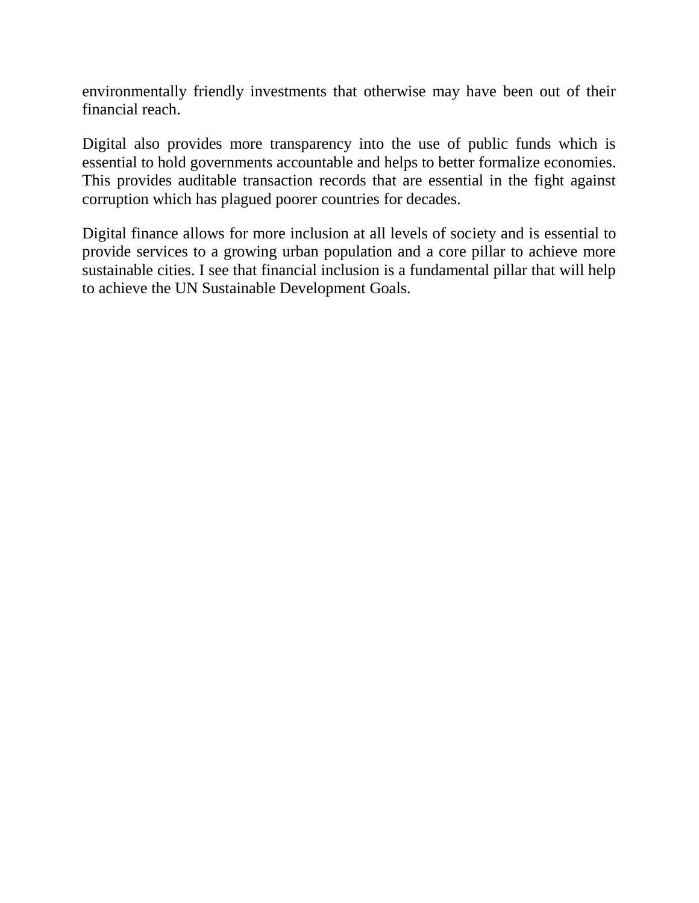environmentally friendly investments that otherwise may have been out of their financial reach.

Digital also provides more transparency into the use of public funds which is essential to hold governments accountable and helps to better formalize economies. This provides auditable transaction records that are essential in the fight against corruption which has plagued poorer countries for decades.

Digital finance allows for more inclusion at all levels of society and is essential to provide services to a growing urban population and a core pillar to achieve more sustainable cities. I see that financial inclusion is a fundamental pillar that will help to achieve the UN Sustainable Development Goals.